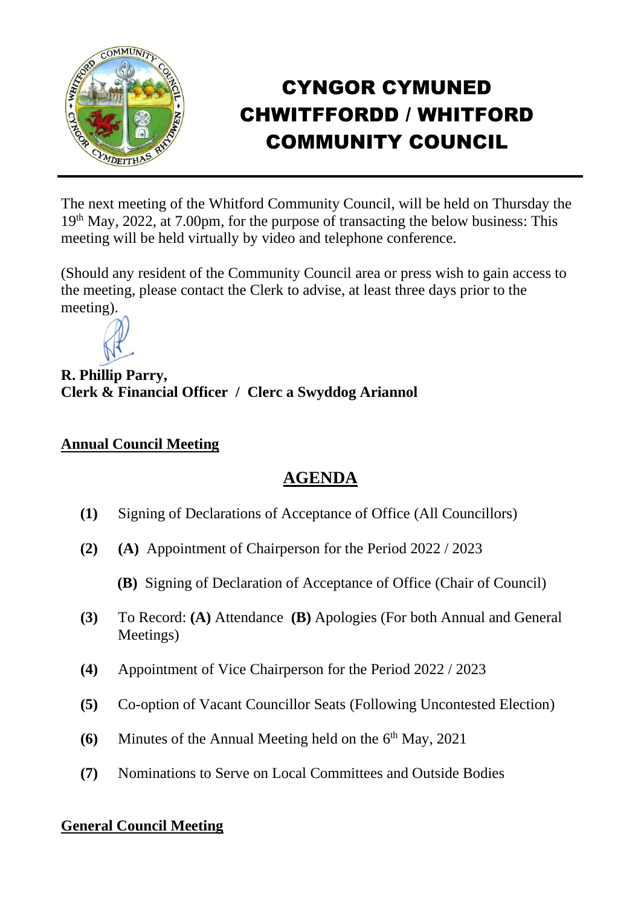# CYNGOR CYMUNED CHWITFFORDD / WHITFORD COMMUNITY COUNCIL

The next meeting of the Whitford Community Council, will be held on Thursday the 19th May, 2022, at 7.00pm, for the purpose of transacting the below business: This meeting will be held virtually by video and telephone conference.

(Should any resident of the Community Council area or press wish to gain access to the meeting, please contact the Clerk to advise, at least three days prior to the meeting).

**R. Phillip Parry,**
**Clerk & Financial Officer / Clerc a Swyddog Ariannol**

**Annual Council Meeting**

## AGENDA

**(1)** Signing of Declarations of Acceptance of Office (All Councillors)

**(2)** **(A)** Appointment of Chairperson for the Period 2022 / 2023

**(B)** Signing of Declaration of Acceptance of Office (Chair of Council)

**(3)** To Record: **(A)** Attendance **(B)** Apologies (For both Annual and General Meetings)

**(4)** Appointment of Vice Chairperson for the Period 2022 / 2023

**(5)** Co-option of Vacant Councillor Seats (Following Uncontested Election)

**(6)** Minutes of the Annual Meeting held on the 6th May, 2021

**(7)** Nominations to Serve on Local Committees and Outside Bodies

**General Council Meeting**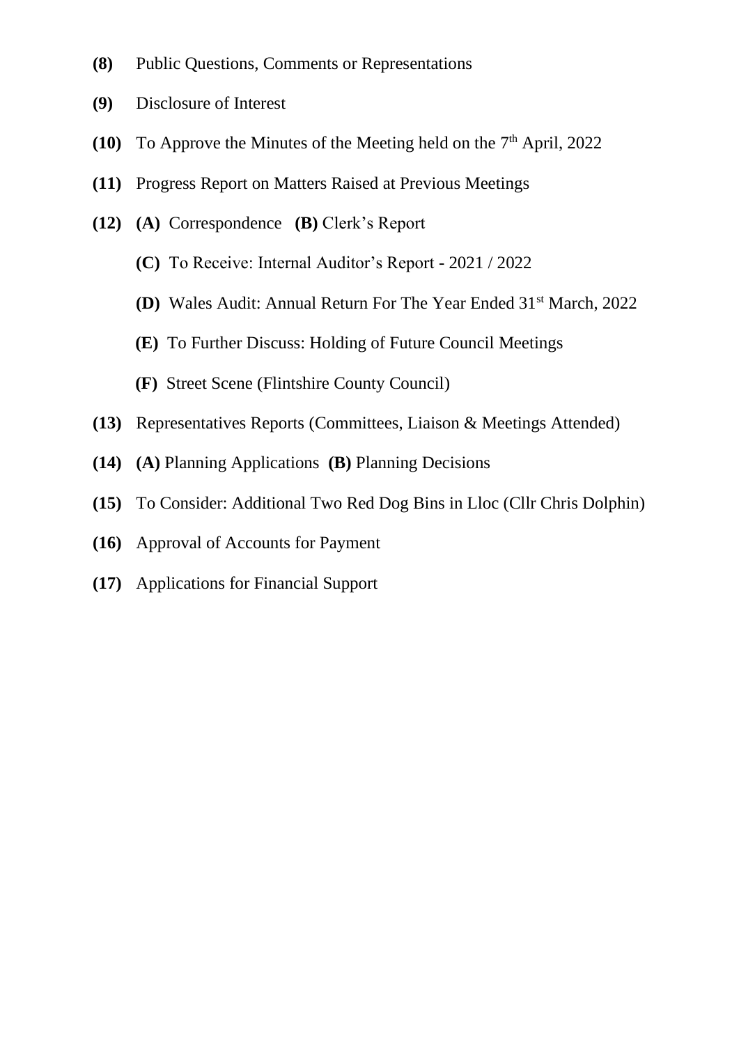**(8)** Public Questions, Comments or Representations

**(9)** Disclosure of Interest

**(10)** To Approve the Minutes of the Meeting held on the 7th April, 2022

**(11)** Progress Report on Matters Raised at Previous Meetings

**(12)** **(A)** Correspondence **(B)** Clerk's Report

**(C)** To Receive: Internal Auditor's Report - 2021 / 2022

**(D)** Wales Audit: Annual Return For The Year Ended 31st March, 2022

**(E)** To Further Discuss: Holding of Future Council Meetings

**(F)** Street Scene (Flintshire County Council)

**(13)** Representatives Reports (Committees, Liaison & Meetings Attended)

**(14)** **(A)** Planning Applications **(B)** Planning Decisions

**(15)** To Consider: Additional Two Red Dog Bins in Lloc (Cllr Chris Dolphin)

**(16)** Approval of Accounts for Payment

**(17)** Applications for Financial Support